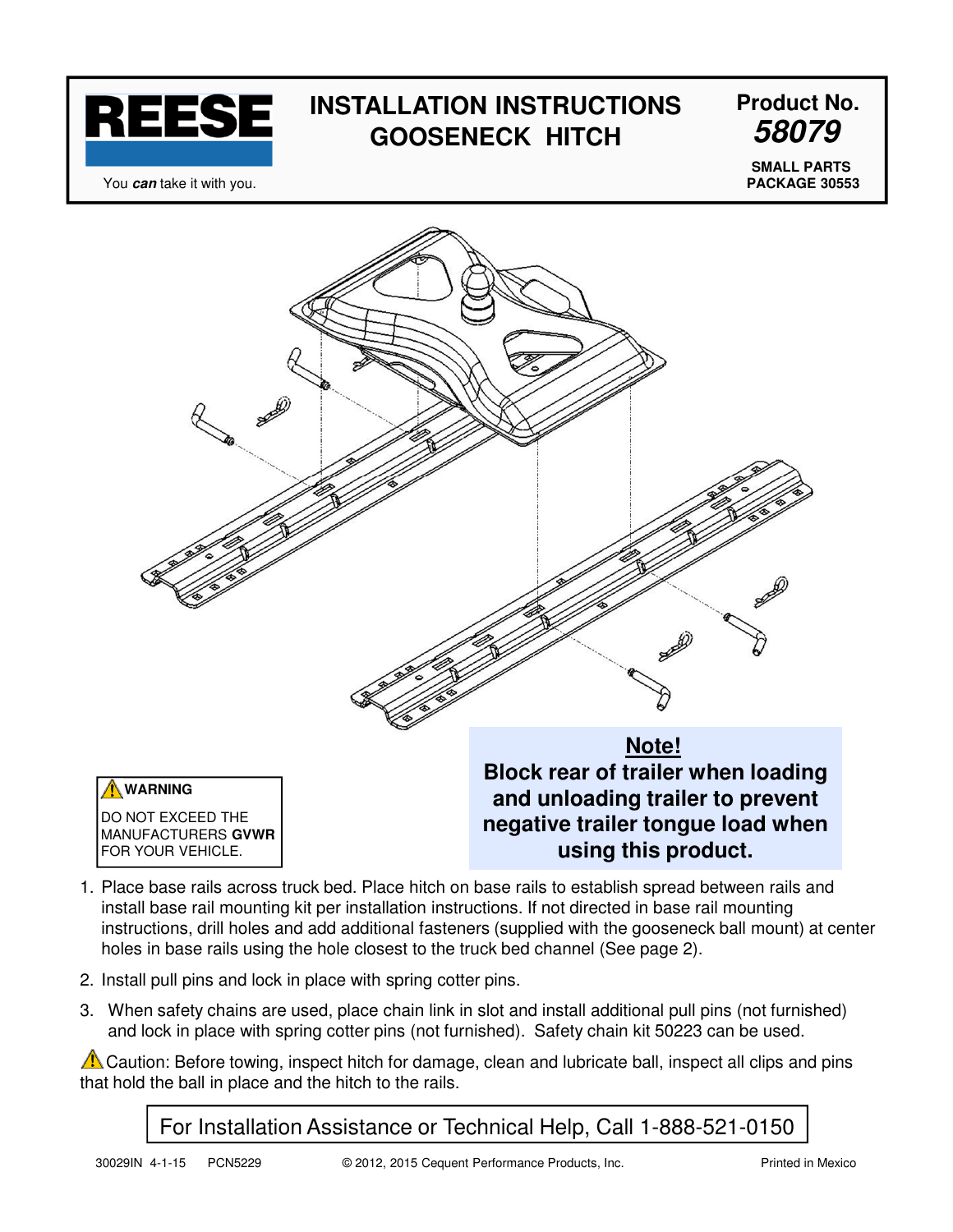# REESE

You *can* take it with you.

# INSTALLATION INSTRUCTIONS GOOSENECK HITCH

**Product No.**
***58079***

**SMALL PARTS PACKAGE 30553**

**⚠ WARNING**

DO NOT EXCEED THE MANUFACTURERS **GVWR** FOR YOUR VEHICLE.

**Note!**
**Block rear of trailer when loading and unloading trailer to prevent negative trailer tongue load when using this product.**

1. Place base rails across truck bed. Place hitch on base rails to establish spread between rails and install base rail mounting kit per installation instructions. If not directed in base rail mounting instructions, drill holes and add additional fasteners (supplied with the gooseneck ball mount) at center holes in base rails using the hole closest to the truck bed channel (See page 2).
2. Install pull pins and lock in place with spring cotter pins.
3. When safety chains are used, place chain link in slot and install additional pull pins (not furnished) and lock in place with spring cotter pins (not furnished). Safety chain kit 50223 can be used.

⚠ Caution: Before towing, inspect hitch for damage, clean and lubricate ball, inspect all clips and pins that hold the ball in place and the hitch to the rails.

For Installation Assistance or Technical Help, Call 1-888-521-0150

30029IN 4-1-15 PCN5229 © 2012, 2015 Cequent Performance Products, Inc. Printed in Mexico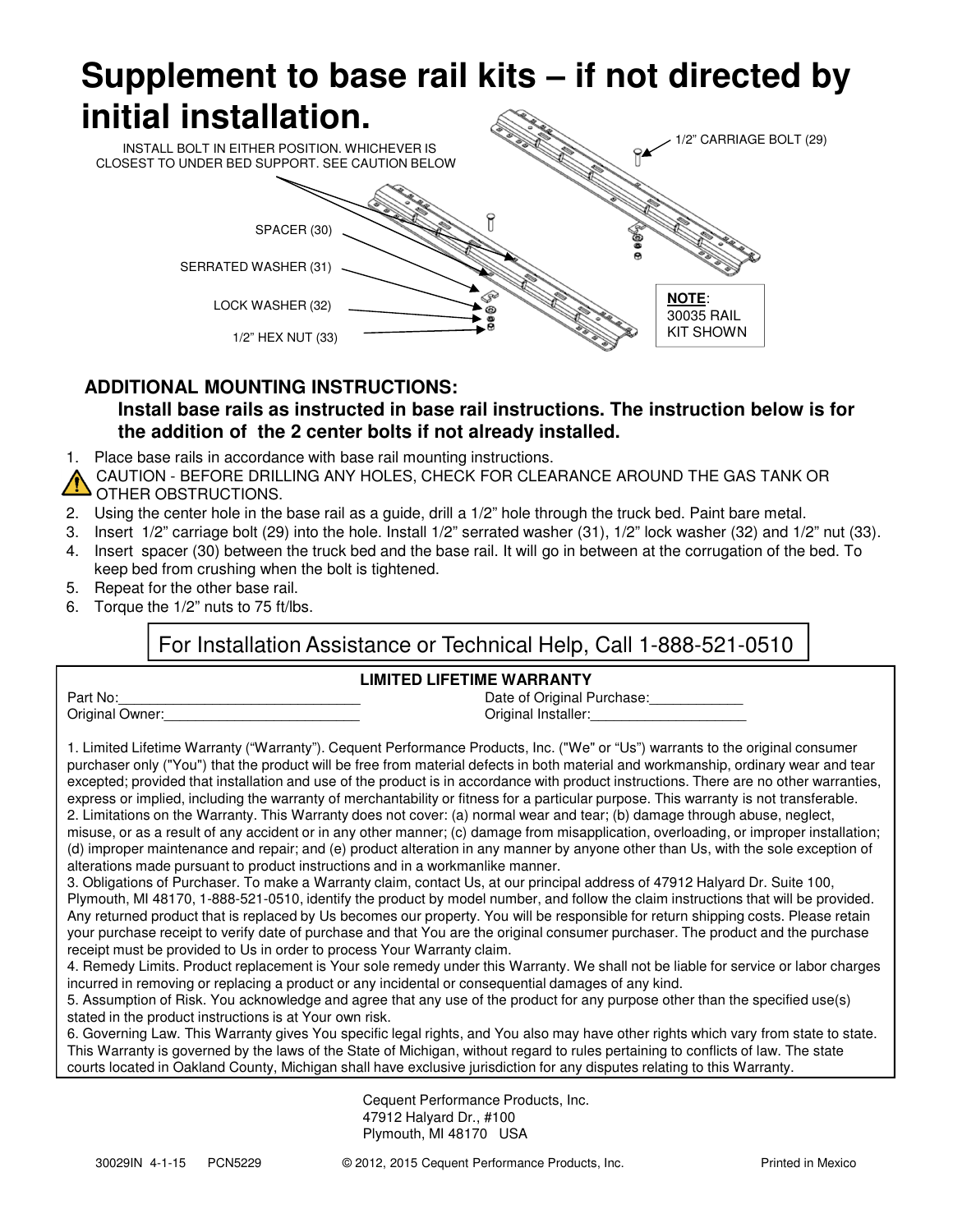# Supplement to base rail kits – if not directed by initial installation.

INSTALL BOLT IN EITHER POSITION. WHICHEVER IS CLOSEST TO UNDER BED SUPPORT. SEE CAUTION BELOW

1/2" CARRIAGE BOLT (29)

SPACER (30)

SERRATED WASHER (31)

LOCK WASHER (32)

1/2" HEX NUT (33)

**NOTE**: 30035 RAIL KIT SHOWN

## ADDITIONAL MOUNTING INSTRUCTIONS:

**Install base rails as instructed in base rail instructions. The instruction below is for the addition of the 2 center bolts if not already installed.**

1. Place base rails in accordance with base rail mounting instructions.

⚠ CAUTION - BEFORE DRILLING ANY HOLES, CHECK FOR CLEARANCE AROUND THE GAS TANK OR OTHER OBSTRUCTIONS.

2. Using the center hole in the base rail as a guide, drill a 1/2" hole through the truck bed. Paint bare metal.
3. Insert 1/2" carriage bolt (29) into the hole. Install 1/2" serrated washer (31), 1/2" lock washer (32) and 1/2" nut (33).
4. Insert spacer (30) between the truck bed and the base rail. It will go in between at the corrugation of the bed. To keep bed from crushing when the bolt is tightened.
5. Repeat for the other base rail.
6. Torque the 1/2" nuts to 75 ft/lbs.

For Installation Assistance or Technical Help, Call 1-888-521-0510

### LIMITED LIFETIME WARRANTY

Part No:_______________________________ Date of Original Purchase:____________

Original Owner:_________________________ Original Installer:____________________

1. Limited Lifetime Warranty ("Warranty"). Cequent Performance Products, Inc. ("We" or "Us") warrants to the original consumer purchaser only ("You") that the product will be free from material defects in both material and workmanship, ordinary wear and tear excepted; provided that installation and use of the product is in accordance with product instructions. There are no other warranties, express or implied, including the warranty of merchantability or fitness for a particular purpose. This warranty is not transferable.
2. Limitations on the Warranty. This Warranty does not cover: (a) normal wear and tear; (b) damage through abuse, neglect, misuse, or as a result of any accident or in any other manner; (c) damage from misapplication, overloading, or improper installation; (d) improper maintenance and repair; and (e) product alteration in any manner by anyone other than Us, with the sole exception of alterations made pursuant to product instructions and in a workmanlike manner.
3. Obligations of Purchaser. To make a Warranty claim, contact Us, at our principal address of 47912 Halyard Dr. Suite 100, Plymouth, MI 48170, 1-888-521-0510, identify the product by model number, and follow the claim instructions that will be provided. Any returned product that is replaced by Us becomes our property. You will be responsible for return shipping costs. Please retain your purchase receipt to verify date of purchase and that You are the original consumer purchaser. The product and the purchase receipt must be provided to Us in order to process Your Warranty claim.
4. Remedy Limits. Product replacement is Your sole remedy under this Warranty. We shall not be liable for service or labor charges incurred in removing or replacing a product or any incidental or consequential damages of any kind.
5. Assumption of Risk. You acknowledge and agree that any use of the product for any purpose other than the specified use(s) stated in the product instructions is at Your own risk.
6. Governing Law. This Warranty gives You specific legal rights, and You also may have other rights which vary from state to state. This Warranty is governed by the laws of the State of Michigan, without regard to rules pertaining to conflicts of law. The state courts located in Oakland County, Michigan shall have exclusive jurisdiction for any disputes relating to this Warranty.

Cequent Performance Products, Inc.
47912 Halyard Dr., #100
Plymouth, MI 48170 USA

30029IN 4-1-15 PCN5229 © 2012, 2015 Cequent Performance Products, Inc. Printed in Mexico